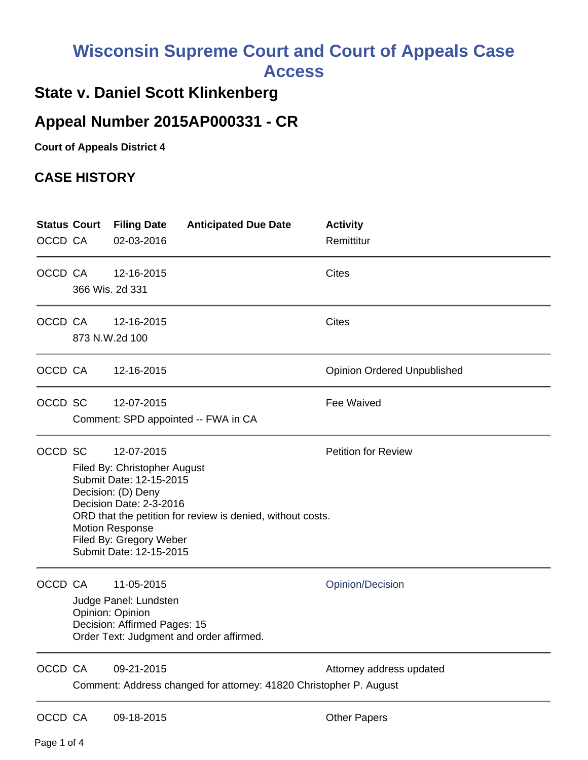# Wisconsin Supreme Court and Court of Appeals Case Access

## State v. Daniel Scott Klinkenberg

## Appeal Number 2015AP000331 - CR

**Court of Appeals District 4**

## CASE HISTORY

| Status | Court | Filing Date | Anticipated Due Date | Activity |
|---|---|---|---|---|
| OCCD | CA | 02-03-2016 | | Remittitur |
| OCCD | CA | 12-16-2015 | | Cites |
| | 366 Wis. 2d 331 | | | |
| OCCD | CA | 12-16-2015 | | Cites |
| | 873 N.W.2d 100 | | | |
| OCCD | CA | 12-16-2015 | | Opinion Ordered Unpublished |
| OCCD | SC | 12-07-2015 | | Fee Waived |
| | Comment: SPD appointed -- FWA in CA | | | |
| OCCD | SC | 12-07-2015 | | Petition for Review |
| | Filed By: Christopher August<br>Submit Date: 12-15-2015<br>Decision: (D) Deny<br>Decision Date: 2-3-2016<br>ORD that the petition for review is denied, without costs.<br>Motion Response<br>Filed By: Gregory Weber<br>Submit Date: 12-15-2015 | | | |
| OCCD | CA | 11-05-2015 | | Opinion/Decision |
| | Judge Panel: Lundsten<br>Opinion: Opinion<br>Decision: Affirmed Pages: 15<br>Order Text: Judgment and order affirmed. | | | |
| OCCD | CA | 09-21-2015 | | Attorney address updated |
| | Comment: Address changed for attorney: 41820 Christopher P. August | | | |
| OCCD | CA | 09-18-2015 | | Other Papers |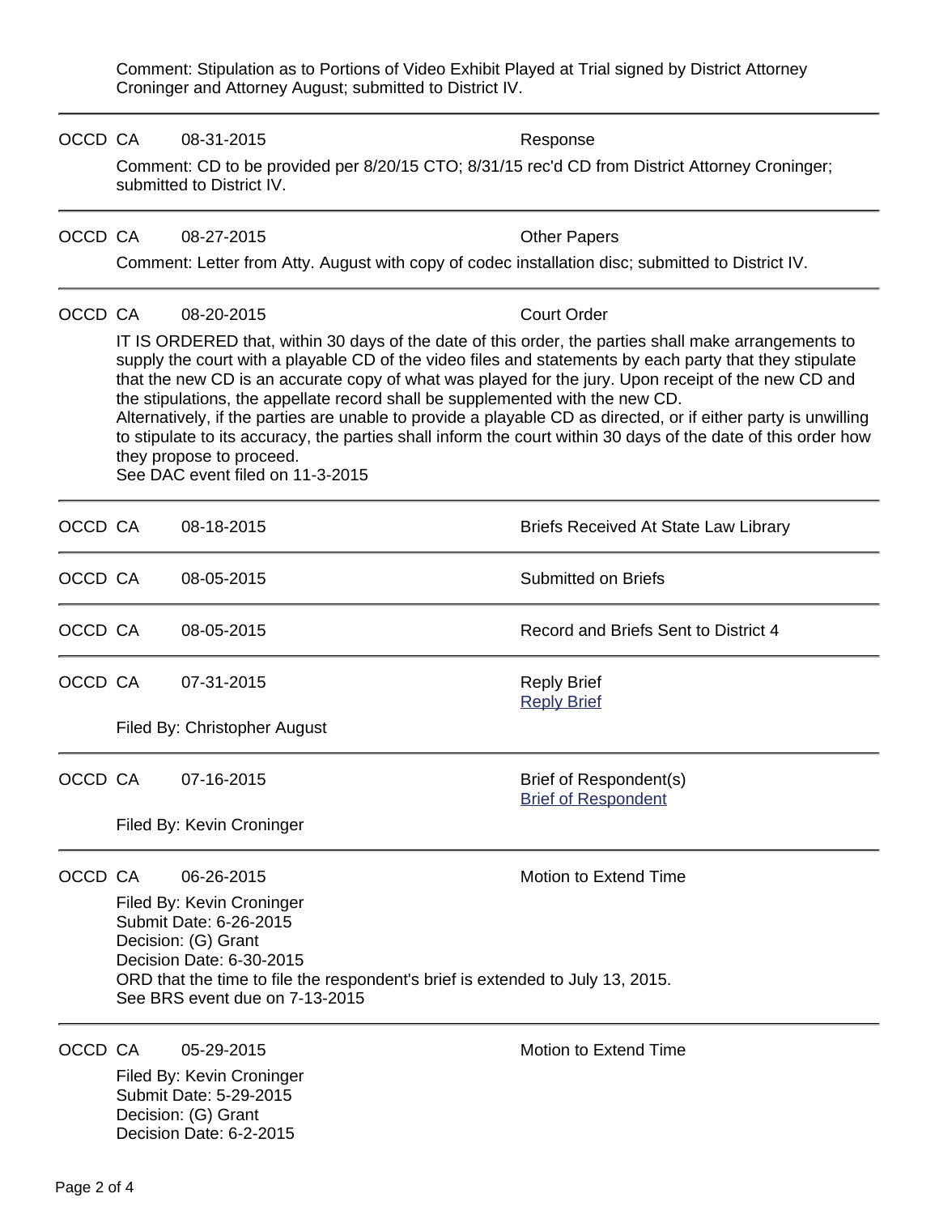Comment: Stipulation as to Portions of Video Exhibit Played at Trial signed by District Attorney Croninger and Attorney August; submitted to District IV.

---

OCCD CA 08-31-2015 Response

Comment: CD to be provided per 8/20/15 CTO; 8/31/15 rec'd CD from District Attorney Croninger; submitted to District IV.

---

OCCD CA 08-27-2015 Other Papers

Comment: Letter from Atty. August with copy of codec installation disc; submitted to District IV.

---

OCCD CA 08-20-2015 Court Order

IT IS ORDERED that, within 30 days of the date of this order, the parties shall make arrangements to supply the court with a playable CD of the video files and statements by each party that they stipulate that the new CD is an accurate copy of what was played for the jury. Upon receipt of the new CD and the stipulations, the appellate record shall be supplemented with the new CD.
Alternatively, if the parties are unable to provide a playable CD as directed, or if either party is unwilling to stipulate to its accuracy, the parties shall inform the court within 30 days of the date of this order how they propose to proceed.
See DAC event filed on 11-3-2015

---

OCCD CA 08-18-2015 Briefs Received At State Law Library

---

OCCD CA 08-05-2015 Submitted on Briefs

---

OCCD CA 08-05-2015 Record and Briefs Sent to District 4

---

OCCD CA 07-31-2015 Reply Brief
Reply Brief

Filed By: Christopher August

---

OCCD CA 07-16-2015 Brief of Respondent(s)
Brief of Respondent

Filed By: Kevin Croninger

---

OCCD CA 06-26-2015 Motion to Extend Time

Filed By: Kevin Croninger
Submit Date: 6-26-2015
Decision: (G) Grant
Decision Date: 6-30-2015
ORD that the time to file the respondent's brief is extended to July 13, 2015.
See BRS event due on 7-13-2015

---

OCCD CA 05-29-2015 Motion to Extend Time

Filed By: Kevin Croninger
Submit Date: 5-29-2015
Decision: (G) Grant
Decision Date: 6-2-2015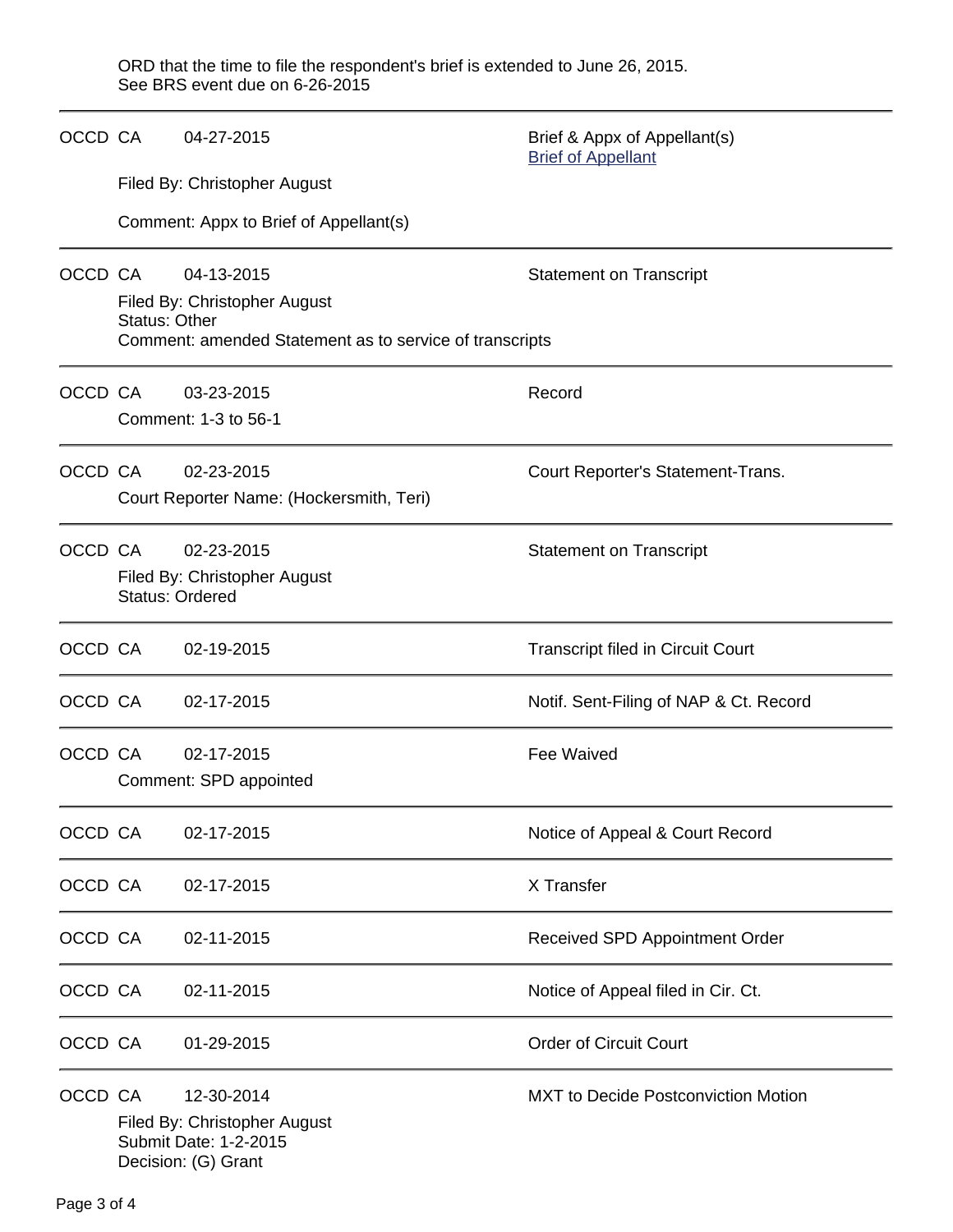ORD that the time to file the respondent's brief is extended to June 26, 2015.
See BRS event due on 6-26-2015

---

OCCD CA 04-27-2015 Brief & Appx of Appellant(s)
[Brief of Appellant]

Filed By: Christopher August

Comment: Appx to Brief of Appellant(s)

---

OCCD CA 04-13-2015 Statement on Transcript

Filed By: Christopher August
Status: Other
Comment: amended Statement as to service of transcripts

---

OCCD CA 03-23-2015 Record

Comment: 1-3 to 56-1

---

OCCD CA 02-23-2015 Court Reporter's Statement-Trans.

Court Reporter Name: (Hockersmith, Teri)

---

OCCD CA 02-23-2015 Statement on Transcript

Filed By: Christopher August
Status: Ordered

---

OCCD CA 02-19-2015 Transcript filed in Circuit Court

---

OCCD CA 02-17-2015 Notif. Sent-Filing of NAP & Ct. Record

---

OCCD CA 02-17-2015 Fee Waived

Comment: SPD appointed

---

OCCD CA 02-17-2015 Notice of Appeal & Court Record

---

OCCD CA 02-17-2015 X Transfer

---

OCCD CA 02-11-2015 Received SPD Appointment Order

---

OCCD CA 02-11-2015 Notice of Appeal filed in Cir. Ct.

---

OCCD CA 01-29-2015 Order of Circuit Court

---

OCCD CA 12-30-2014 MXT to Decide Postconviction Motion

Filed By: Christopher August
Submit Date: 1-2-2015
Decision: (G) Grant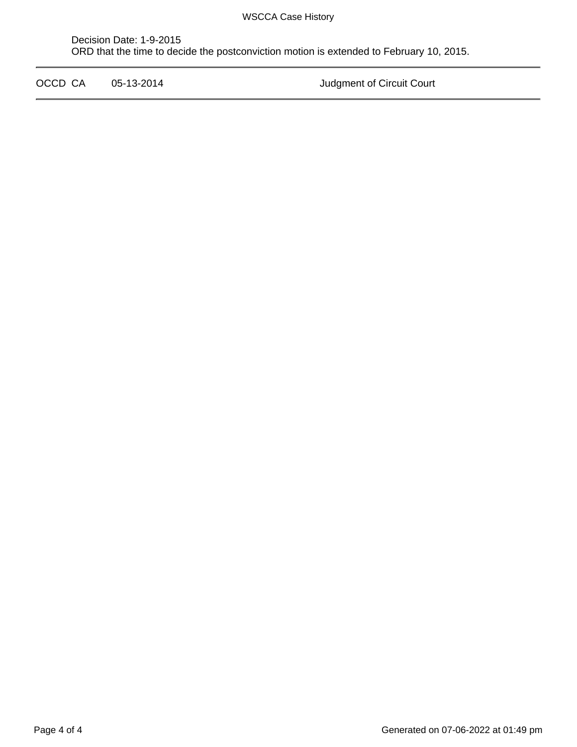Decision Date: 1-9-2015
ORD that the time to decide the postconviction motion is extended to February 10, 2015.

---

| | | | |
|---|---|---|---|
| OCCD | CA | 05-13-2014 | Judgment of Circuit Court |

---